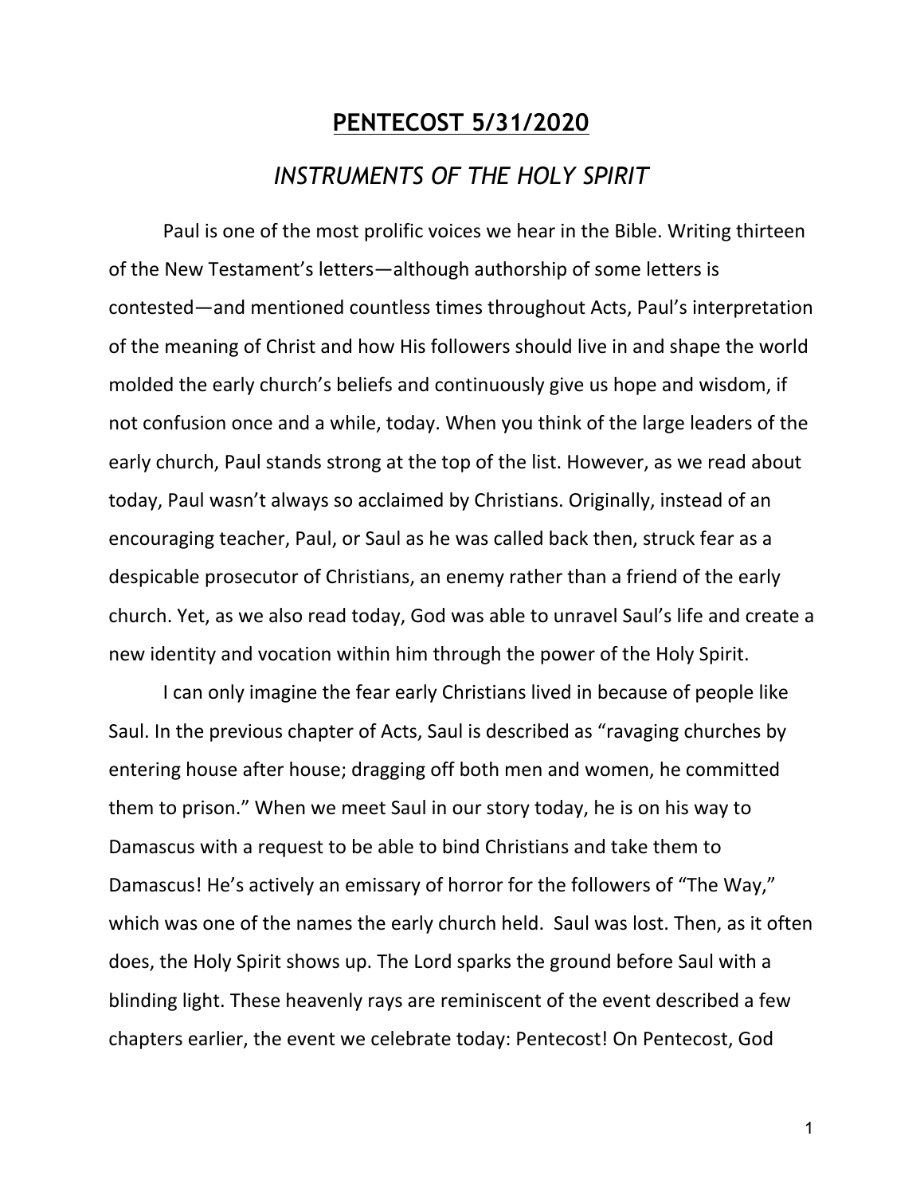# **PENTECOST 5/31/2020**

## *INSTRUMENTS OF THE HOLY SPIRIT*

Paul is one of the most prolific voices we hear in the Bible. Writing thirteen of the New Testament's letters—although authorship of some letters is contested—and mentioned countless times throughout Acts, Paul's interpretation of the meaning of Christ and how His followers should live in and shape the world molded the early church's beliefs and continuously give us hope and wisdom, if not confusion once and a while, today. When you think of the large leaders of the early church, Paul stands strong at the top of the list. However, as we read about today, Paul wasn't always so acclaimed by Christians. Originally, instead of an encouraging teacher, Paul, or Saul as he was called back then, struck fear as a despicable prosecutor of Christians, an enemy rather than a friend of the early church. Yet, as we also read today, God was able to unravel Saul's life and create a new identity and vocation within him through the power of the Holy Spirit.

I can only imagine the fear early Christians lived in because of people like Saul. In the previous chapter of Acts, Saul is described as "ravaging churches by entering house after house; dragging off both men and women, he committed them to prison." When we meet Saul in our story today, he is on his way to Damascus with a request to be able to bind Christians and take them to Damascus! He's actively an emissary of horror for the followers of "The Way," which was one of the names the early church held. Saul was lost. Then, as it often does, the Holy Spirit shows up. The Lord sparks the ground before Saul with a blinding light. These heavenly rays are reminiscent of the event described a few chapters earlier, the event we celebrate today: Pentecost! On Pentecost, God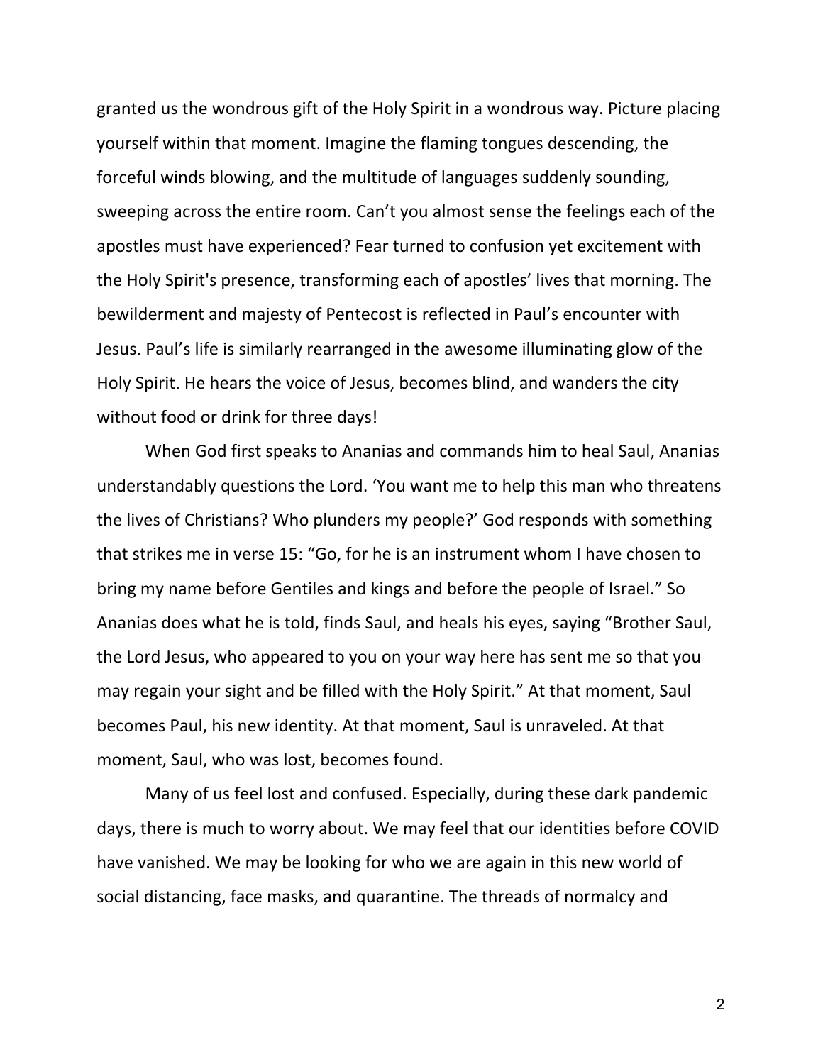granted us the wondrous gift of the Holy Spirit in a wondrous way. Picture placing yourself within that moment. Imagine the flaming tongues descending, the forceful winds blowing, and the multitude of languages suddenly sounding, sweeping across the entire room. Can't you almost sense the feelings each of the apostles must have experienced? Fear turned to confusion yet excitement with the Holy Spirit's presence, transforming each of apostles' lives that morning. The bewilderment and majesty of Pentecost is reflected in Paul's encounter with Jesus. Paul's life is similarly rearranged in the awesome illuminating glow of the Holy Spirit. He hears the voice of Jesus, becomes blind, and wanders the city without food or drink for three days!

When God first speaks to Ananias and commands him to heal Saul, Ananias understandably questions the Lord. 'You want me to help this man who threatens the lives of Christians? Who plunders my people?' God responds with something that strikes me in verse 15: "Go, for he is an instrument whom I have chosen to bring my name before Gentiles and kings and before the people of Israel." So Ananias does what he is told, finds Saul, and heals his eyes, saying "Brother Saul, the Lord Jesus, who appeared to you on your way here has sent me so that you may regain your sight and be filled with the Holy Spirit." At that moment, Saul becomes Paul, his new identity. At that moment, Saul is unraveled. At that moment, Saul, who was lost, becomes found.

Many of us feel lost and confused. Especially, during these dark pandemic days, there is much to worry about. We may feel that our identities before COVID have vanished. We may be looking for who we are again in this new world of social distancing, face masks, and quarantine. The threads of normalcy and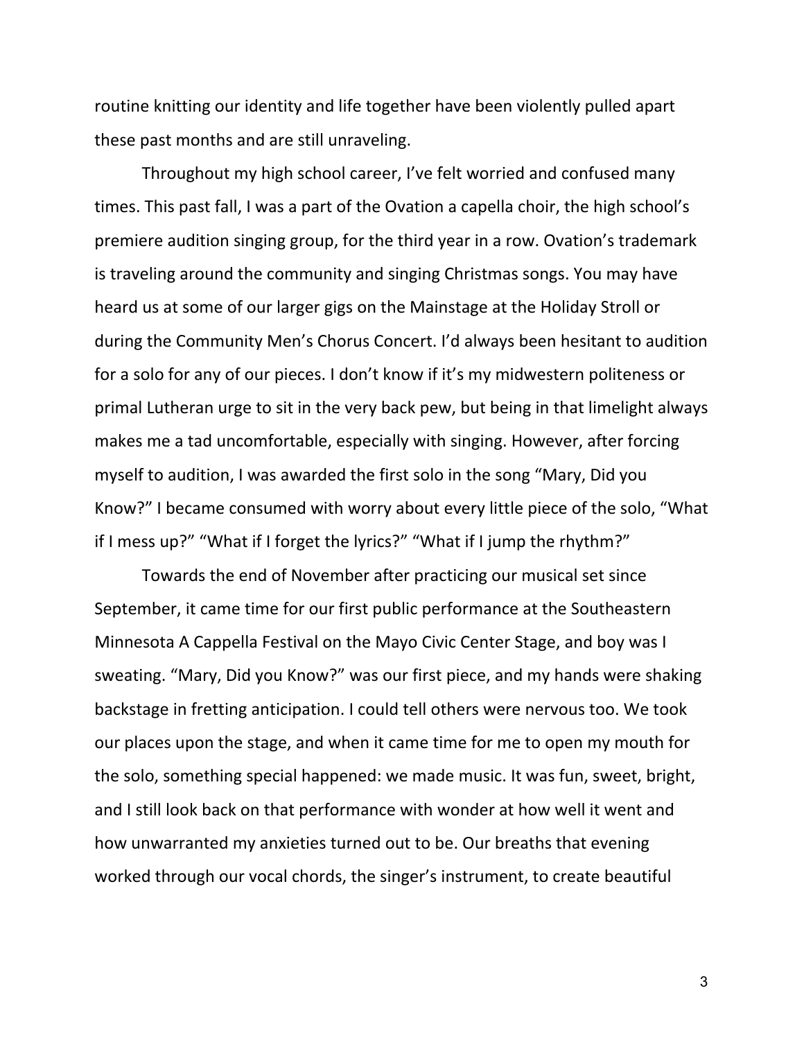routine knitting our identity and life together have been violently pulled apart these past months and are still unraveling.

Throughout my high school career, I've felt worried and confused many times. This past fall, I was a part of the Ovation a capella choir, the high school's premiere audition singing group, for the third year in a row. Ovation's trademark is traveling around the community and singing Christmas songs. You may have heard us at some of our larger gigs on the Mainstage at the Holiday Stroll or during the Community Men's Chorus Concert. I'd always been hesitant to audition for a solo for any of our pieces. I don't know if it's my midwestern politeness or primal Lutheran urge to sit in the very back pew, but being in that limelight always makes me a tad uncomfortable, especially with singing. However, after forcing myself to audition, I was awarded the first solo in the song "Mary, Did you Know?" I became consumed with worry about every little piece of the solo, "What if I mess up?" "What if I forget the lyrics?" "What if I jump the rhythm?"

Towards the end of November after practicing our musical set since September, it came time for our first public performance at the Southeastern Minnesota A Cappella Festival on the Mayo Civic Center Stage, and boy was I sweating. "Mary, Did you Know?" was our first piece, and my hands were shaking backstage in fretting anticipation. I could tell others were nervous too. We took our places upon the stage, and when it came time for me to open my mouth for the solo, something special happened: we made music. It was fun, sweet, bright, and I still look back on that performance with wonder at how well it went and how unwarranted my anxieties turned out to be. Our breaths that evening worked through our vocal chords, the singer's instrument, to create beautiful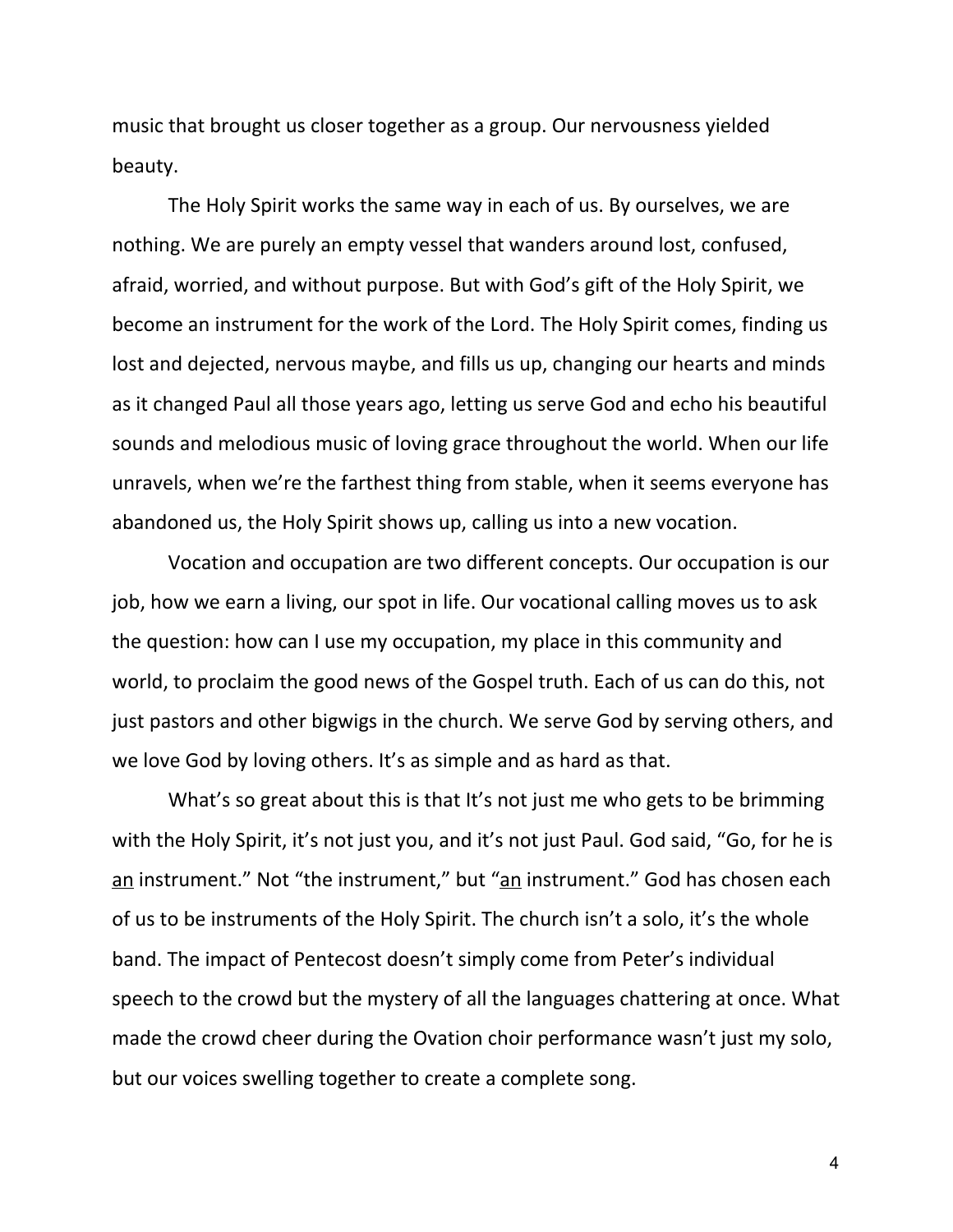music that brought us closer together as a group. Our nervousness yielded beauty.

The Holy Spirit works the same way in each of us. By ourselves, we are nothing. We are purely an empty vessel that wanders around lost, confused, afraid, worried, and without purpose. But with God's gift of the Holy Spirit, we become an instrument for the work of the Lord. The Holy Spirit comes, finding us lost and dejected, nervous maybe, and fills us up, changing our hearts and minds as it changed Paul all those years ago, letting us serve God and echo his beautiful sounds and melodious music of loving grace throughout the world. When our life unravels, when we're the farthest thing from stable, when it seems everyone has abandoned us, the Holy Spirit shows up, calling us into a new vocation.

Vocation and occupation are two different concepts. Our occupation is our job, how we earn a living, our spot in life. Our vocational calling moves us to ask the question: how can I use my occupation, my place in this community and world, to proclaim the good news of the Gospel truth. Each of us can do this, not just pastors and other bigwigs in the church. We serve God by serving others, and we love God by loving others. It's as simple and as hard as that.

What's so great about this is that It's not just me who gets to be brimming with the Holy Spirit, it's not just you, and it's not just Paul. God said, "Go, for he is <u>an</u> instrument." Not "the instrument," but "<u>an</u> instrument." God has chosen each of us to be instruments of the Holy Spirit. The church isn't a solo, it's the whole band. The impact of Pentecost doesn't simply come from Peter's individual speech to the crowd but the mystery of all the languages chattering at once. What made the crowd cheer during the Ovation choir performance wasn't just my solo, but our voices swelling together to create a complete song.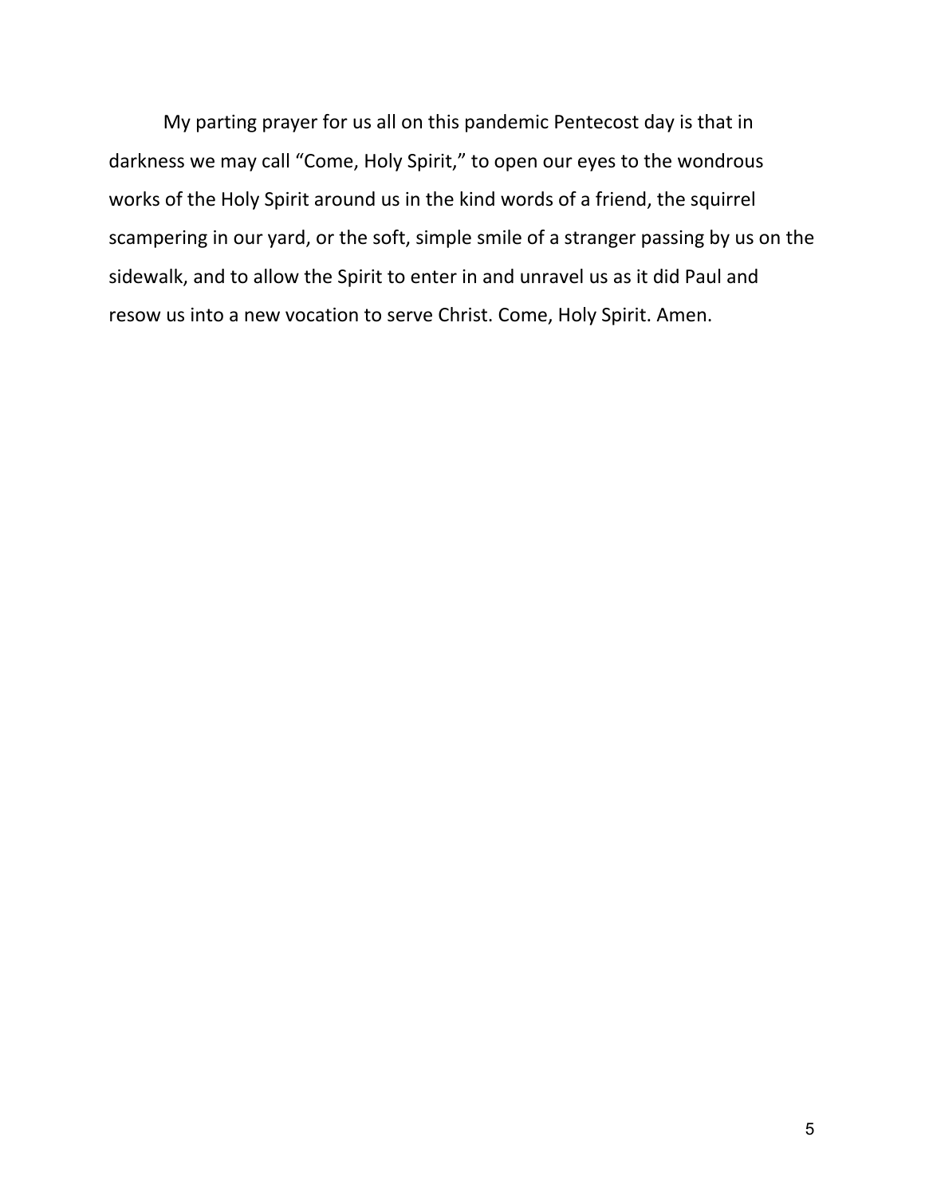My parting prayer for us all on this pandemic Pentecost day is that in darkness we may call “Come, Holy Spirit,” to open our eyes to the wondrous works of the Holy Spirit around us in the kind words of a friend, the squirrel scampering in our yard, or the soft, simple smile of a stranger passing by us on the sidewalk, and to allow the Spirit to enter in and unravel us as it did Paul and resow us into a new vocation to serve Christ. Come, Holy Spirit. Amen.